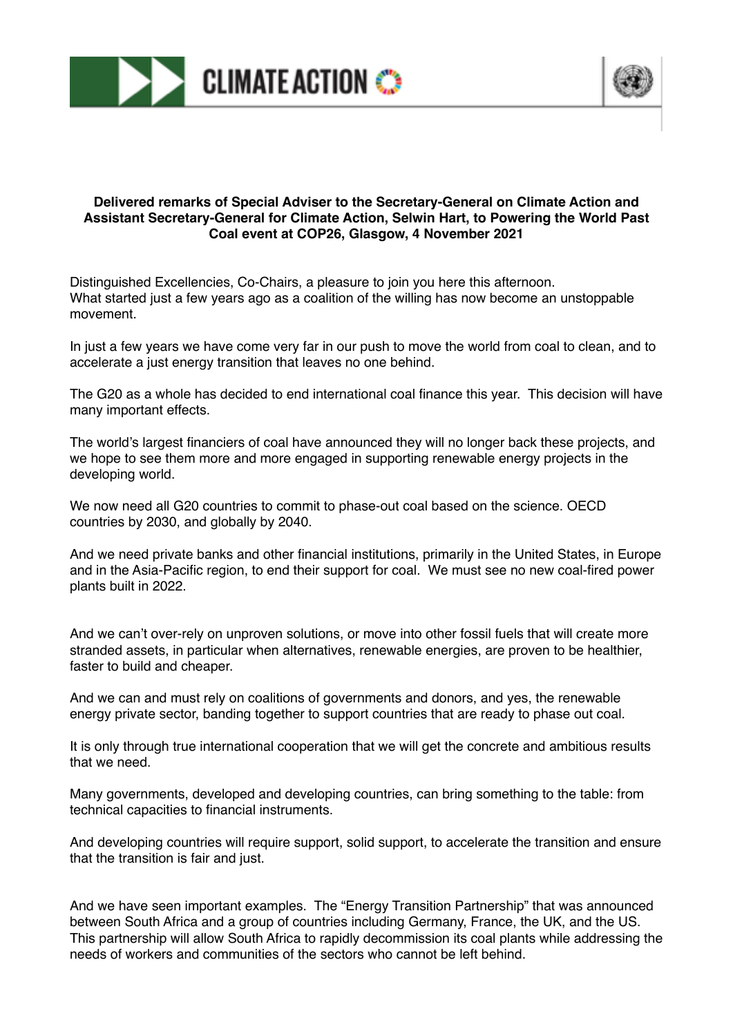**Delivered remarks of Special Adviser to the Secretary-General on Climate Action and Assistant Secretary-General for Climate Action, Selwin Hart, to Powering the World Past Coal event at COP26, Glasgow, 4 November 2021**

Distinguished Excellencies, Co-Chairs, a pleasure to join you here this afternoon.
What started just a few years ago as a coalition of the willing has now become an unstoppable movement.

In just a few years we have come very far in our push to move the world from coal to clean, and to accelerate a just energy transition that leaves no one behind.

The G20 as a whole has decided to end international coal finance this year. This decision will have many important effects.

The world's largest financiers of coal have announced they will no longer back these projects, and we hope to see them more and more engaged in supporting renewable energy projects in the developing world.

We now need all G20 countries to commit to phase-out coal based on the science. OECD countries by 2030, and globally by 2040.

And we need private banks and other financial institutions, primarily in the United States, in Europe and in the Asia-Pacific region, to end their support for coal. We must see no new coal-fired power plants built in 2022.

And we can't over-rely on unproven solutions, or move into other fossil fuels that will create more stranded assets, in particular when alternatives, renewable energies, are proven to be healthier, faster to build and cheaper.

And we can and must rely on coalitions of governments and donors, and yes, the renewable energy private sector, banding together to support countries that are ready to phase out coal.

It is only through true international cooperation that we will get the concrete and ambitious results that we need.

Many governments, developed and developing countries, can bring something to the table: from technical capacities to financial instruments.

And developing countries will require support, solid support, to accelerate the transition and ensure that the transition is fair and just.

And we have seen important examples. The "Energy Transition Partnership" that was announced between South Africa and a group of countries including Germany, France, the UK, and the US. This partnership will allow South Africa to rapidly decommission its coal plants while addressing the needs of workers and communities of the sectors who cannot be left behind.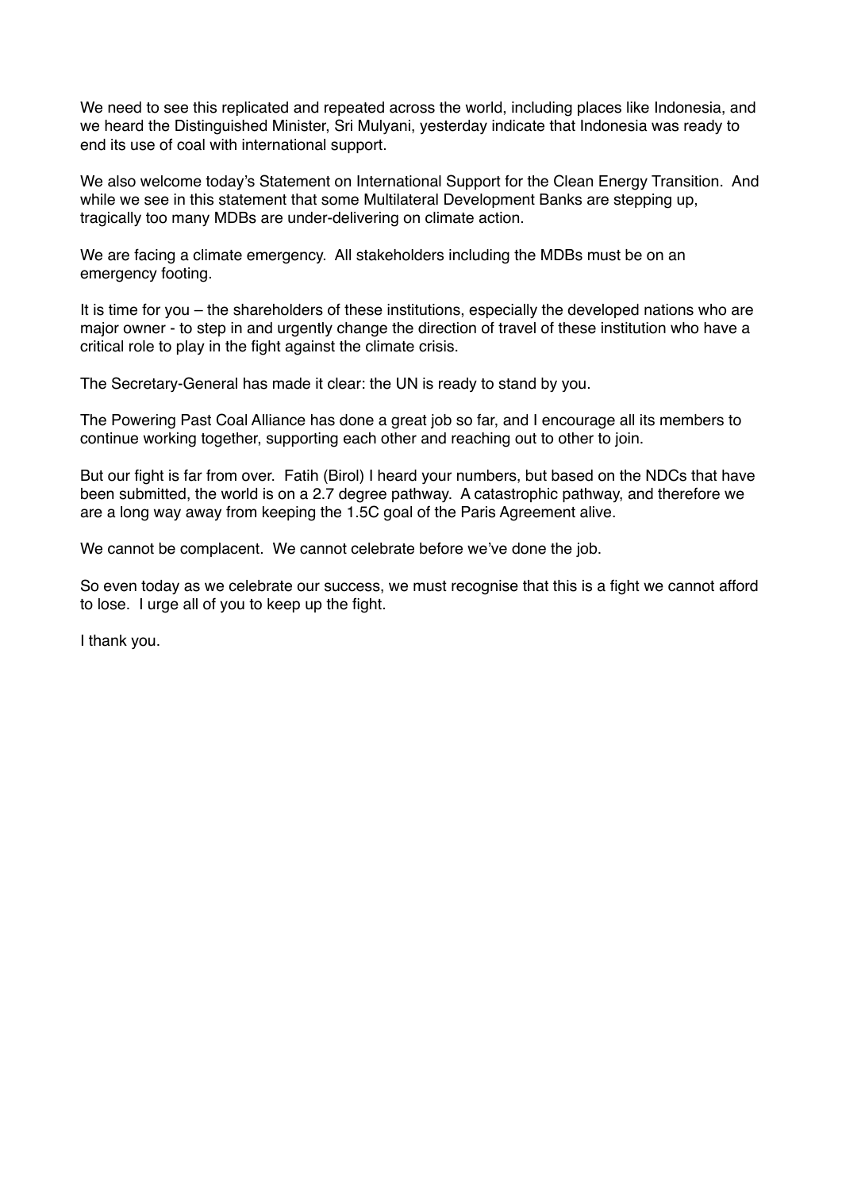We need to see this replicated and repeated across the world, including places like Indonesia, and we heard the Distinguished Minister, Sri Mulyani, yesterday indicate that Indonesia was ready to end its use of coal with international support.

We also welcome today's Statement on International Support for the Clean Energy Transition. And while we see in this statement that some Multilateral Development Banks are stepping up, tragically too many MDBs are under-delivering on climate action.

We are facing a climate emergency. All stakeholders including the MDBs must be on an emergency footing.

It is time for you – the shareholders of these institutions, especially the developed nations who are major owner - to step in and urgently change the direction of travel of these institution who have a critical role to play in the fight against the climate crisis.

The Secretary-General has made it clear: the UN is ready to stand by you.

The Powering Past Coal Alliance has done a great job so far, and I encourage all its members to continue working together, supporting each other and reaching out to other to join.

But our fight is far from over. Fatih (Birol) I heard your numbers, but based on the NDCs that have been submitted, the world is on a 2.7 degree pathway. A catastrophic pathway, and therefore we are a long way away from keeping the 1.5C goal of the Paris Agreement alive.

We cannot be complacent. We cannot celebrate before we've done the job.

So even today as we celebrate our success, we must recognise that this is a fight we cannot afford to lose. I urge all of you to keep up the fight.

I thank you.